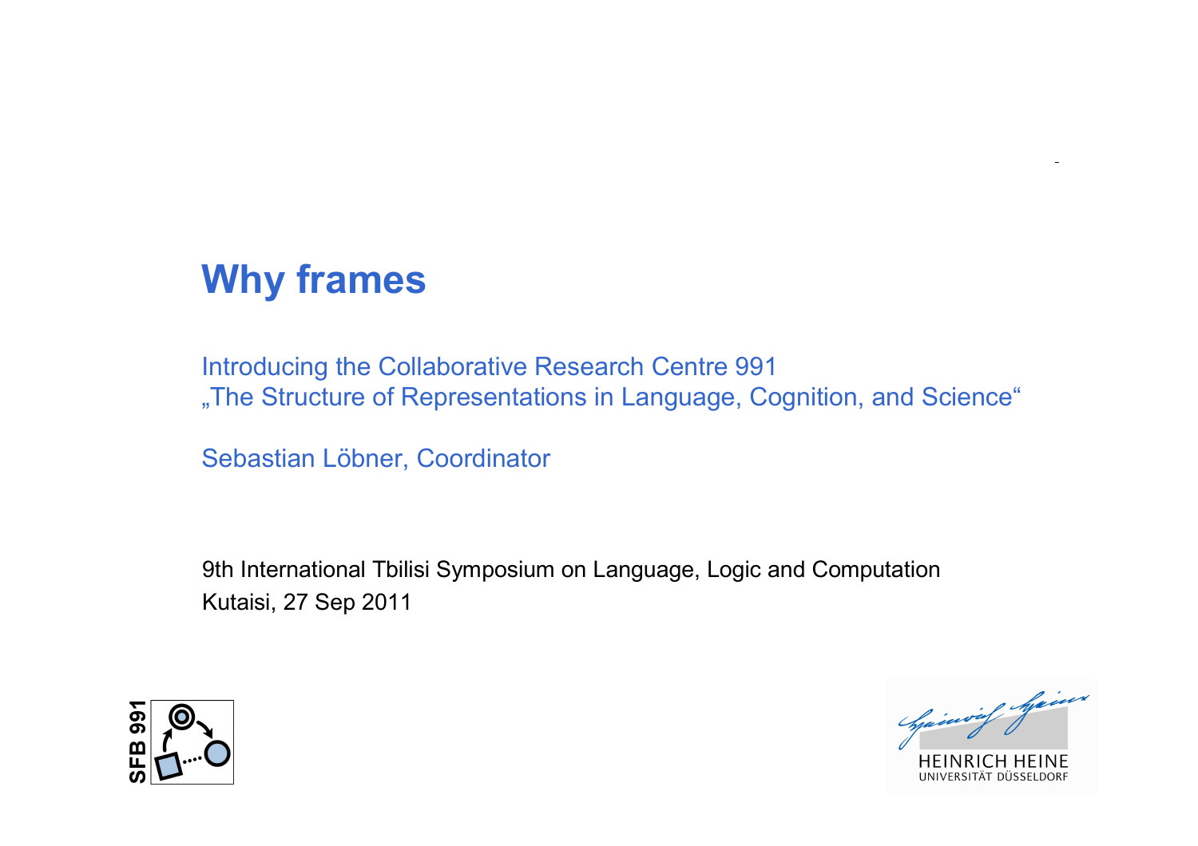# Why frames

Introducing the Collaborative Research Centre 991
„The Structure of Representations in Language, Cognition, and Science“

Sebastian Löbner, Coordinator

9th International Tbilisi Symposium on Language, Logic and Computation
Kutaisi, 27 Sep 2011

SFB 991

HEINRICH HEINE
UNIVERSITÄT DÜSSELDORF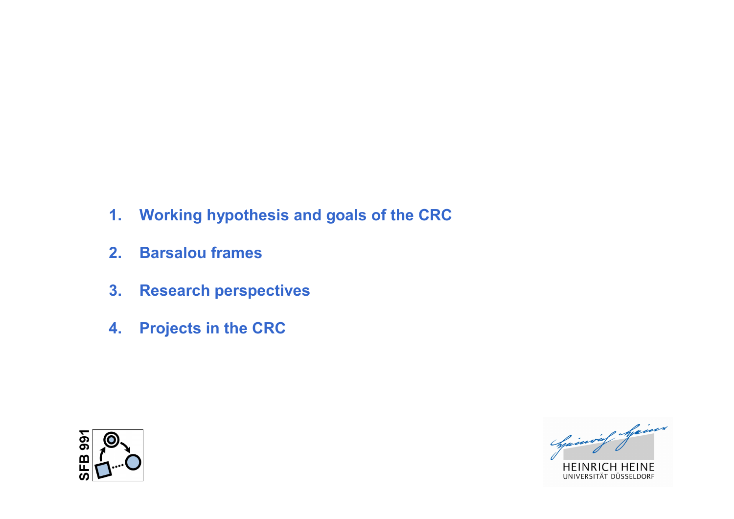1. **Working hypothesis and goals of the CRC**
2. **Barsalou frames**
3. **Research perspectives**
4. **Projects in the CRC**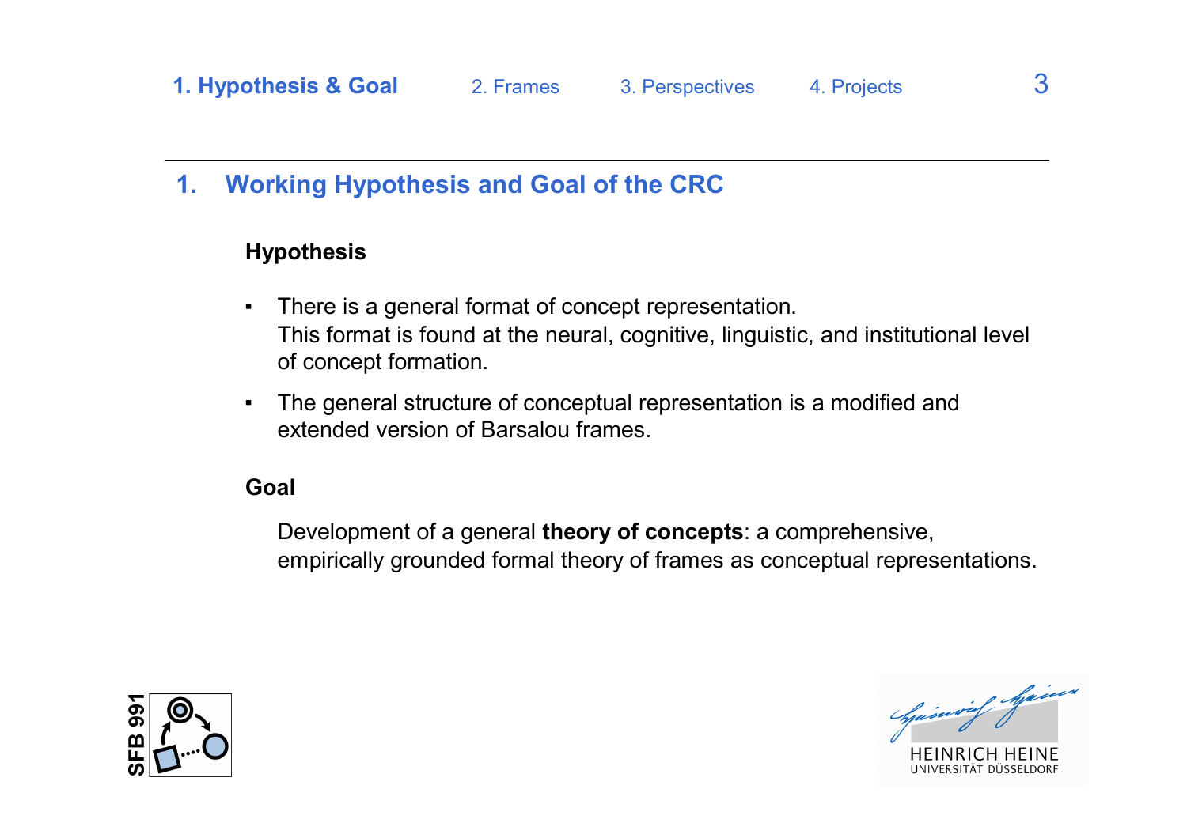## 1. Working Hypothesis and Goal of the CRC

### Hypothesis

- There is a general format of concept representation.
  This format is found at the neural, cognitive, linguistic, and institutional level of concept formation.
- The general structure of conceptual representation is a modified and extended version of Barsalou frames.

### Goal

Development of a general **theory of concepts**: a comprehensive, empirically grounded formal theory of frames as conceptual representations.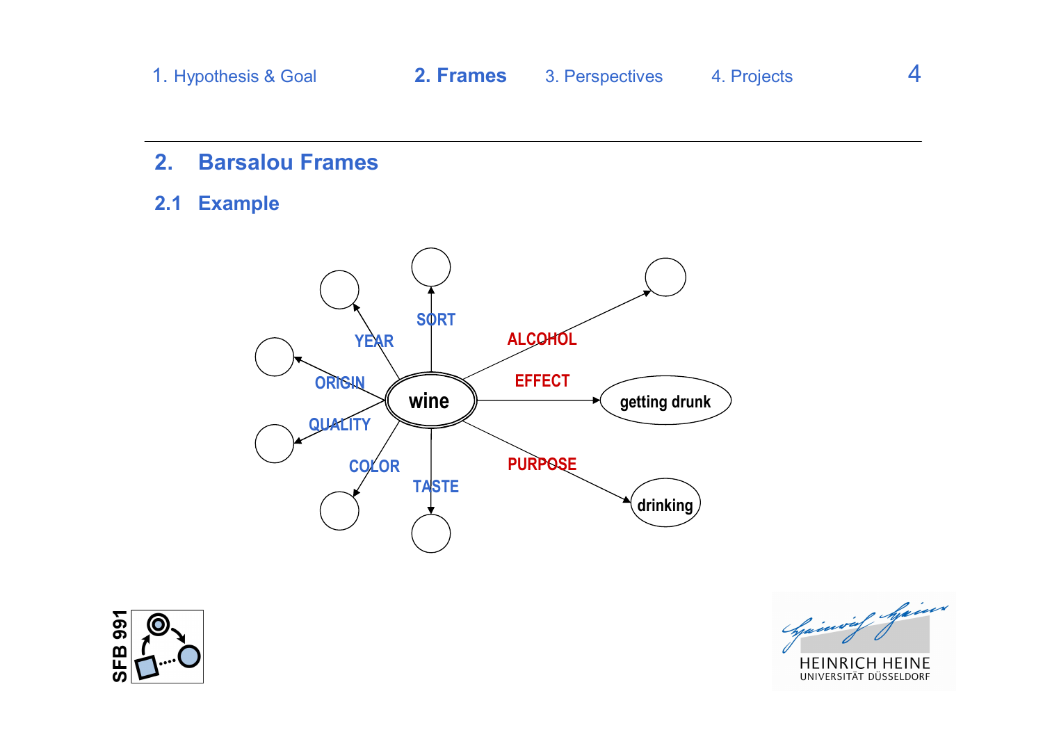## 2. Barsalou Frames

### 2.1 Example

wine

YEAR, SORT, ORIGIN, QUALITY, COLOR, TASTE

ALCOHOL

EFFECT → getting drunk

PURPOSE → drinking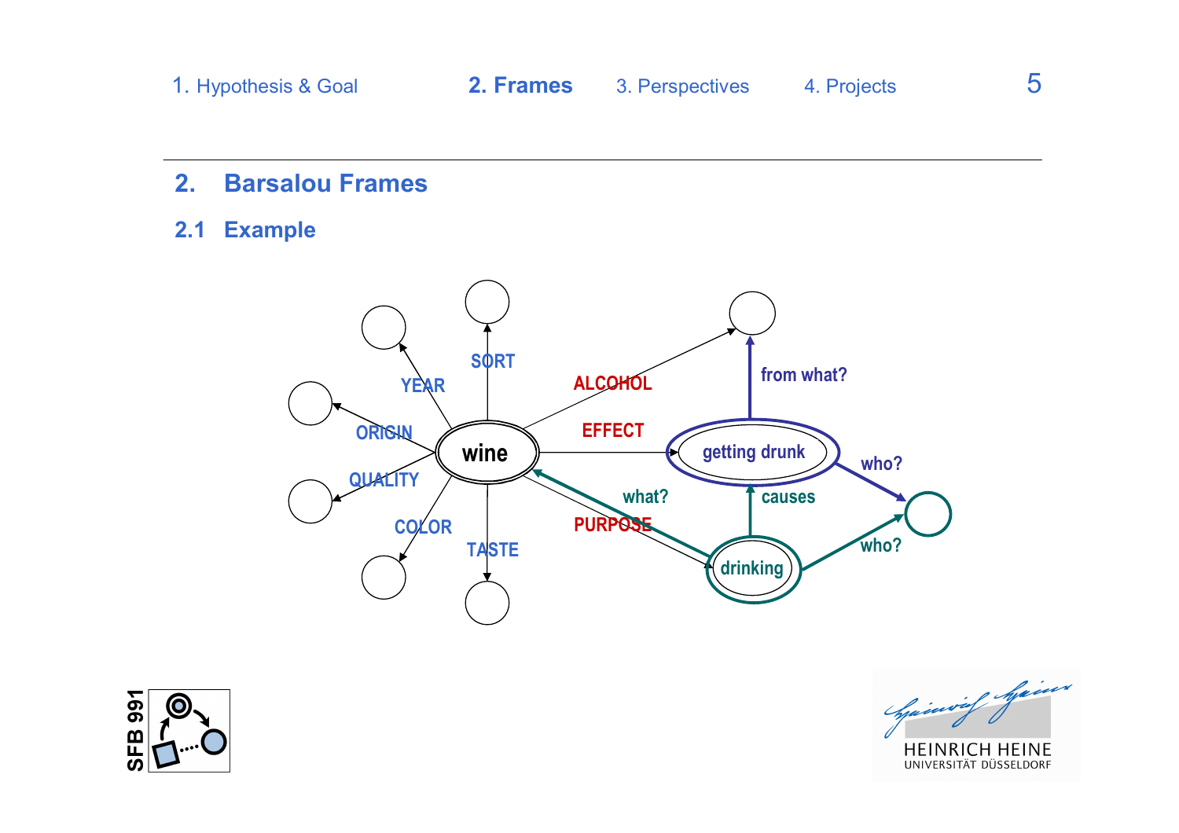## 2. Barsalou Frames

### 2.1 Example

wine

YEAR

SORT

ORIGIN

QUALITY

COLOR

TASTE

ALCOHOL

EFFECT

PURPOSE

getting drunk

from what?

who?

causes

what?

drinking

who?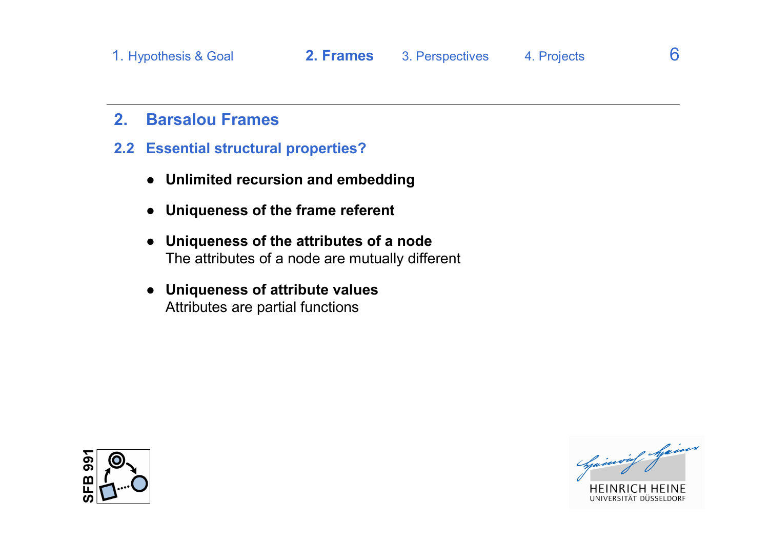## 2. Barsalou Frames

### 2.2 Essential structural properties?

- **Unlimited recursion and embedding**
- **Uniqueness of the frame referent**
- **Uniqueness of the attributes of a node**
  The attributes of a node are mutually different
- **Uniqueness of attribute values**
  Attributes are partial functions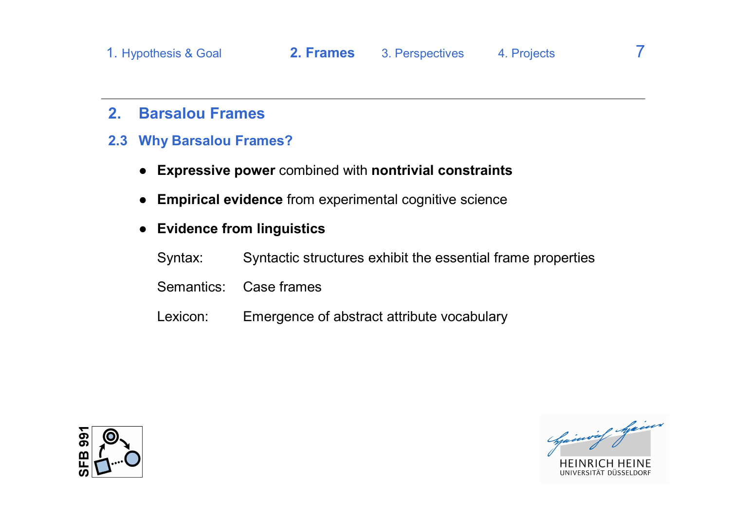## 2. Barsalou Frames

### 2.3 Why Barsalou Frames?

- **Expressive power** combined with **nontrivial constraints**
- **Empirical evidence** from experimental cognitive science
- **Evidence from linguistics**

  Syntax: Syntactic structures exhibit the essential frame properties

  Semantics: Case frames

  Lexicon: Emergence of abstract attribute vocabulary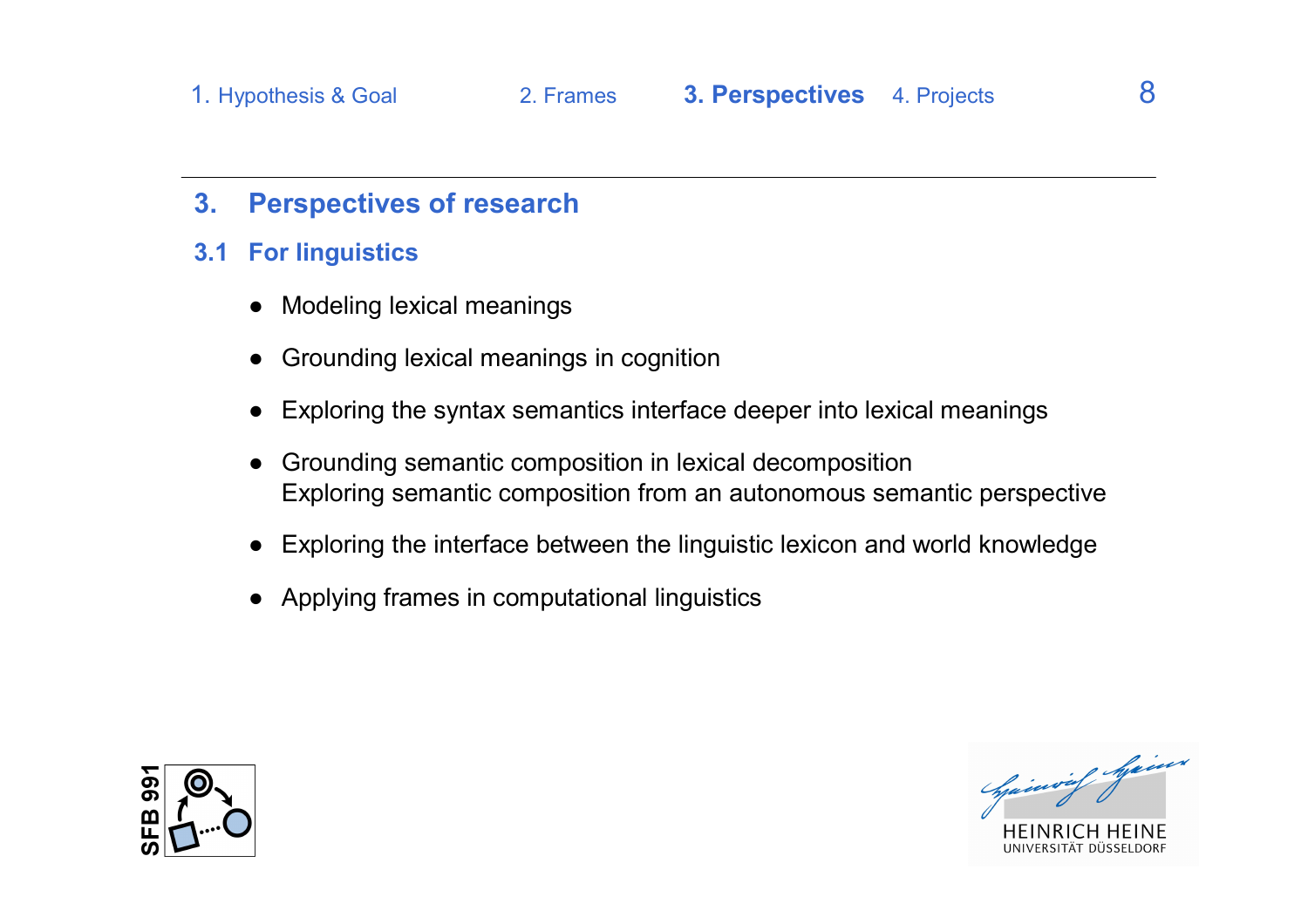## 3. Perspectives of research

### 3.1 For linguistics

- Modeling lexical meanings
- Grounding lexical meanings in cognition
- Exploring the syntax semantics interface deeper into lexical meanings
- Grounding semantic composition in lexical decomposition
  Exploring semantic composition from an autonomous semantic perspective
- Exploring the interface between the linguistic lexicon and world knowledge
- Applying frames in computational linguistics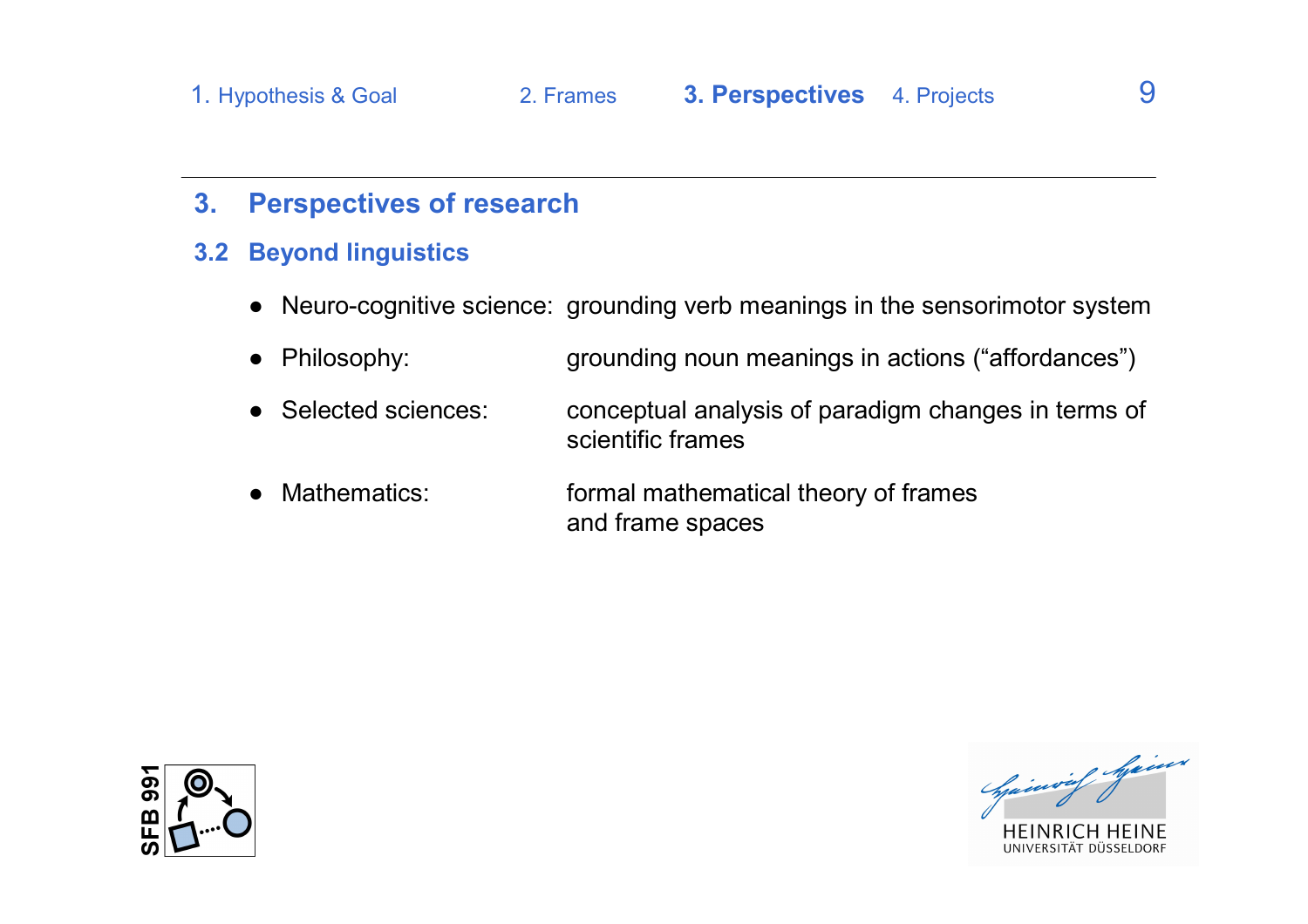## 3. Perspectives of research

### 3.2 Beyond linguistics

- Neuro-cognitive science: grounding verb meanings in the sensorimotor system
- Philosophy: grounding noun meanings in actions (“affordances”)
- Selected sciences: conceptual analysis of paradigm changes in terms of scientific frames
- Mathematics: formal mathematical theory of frames and frame spaces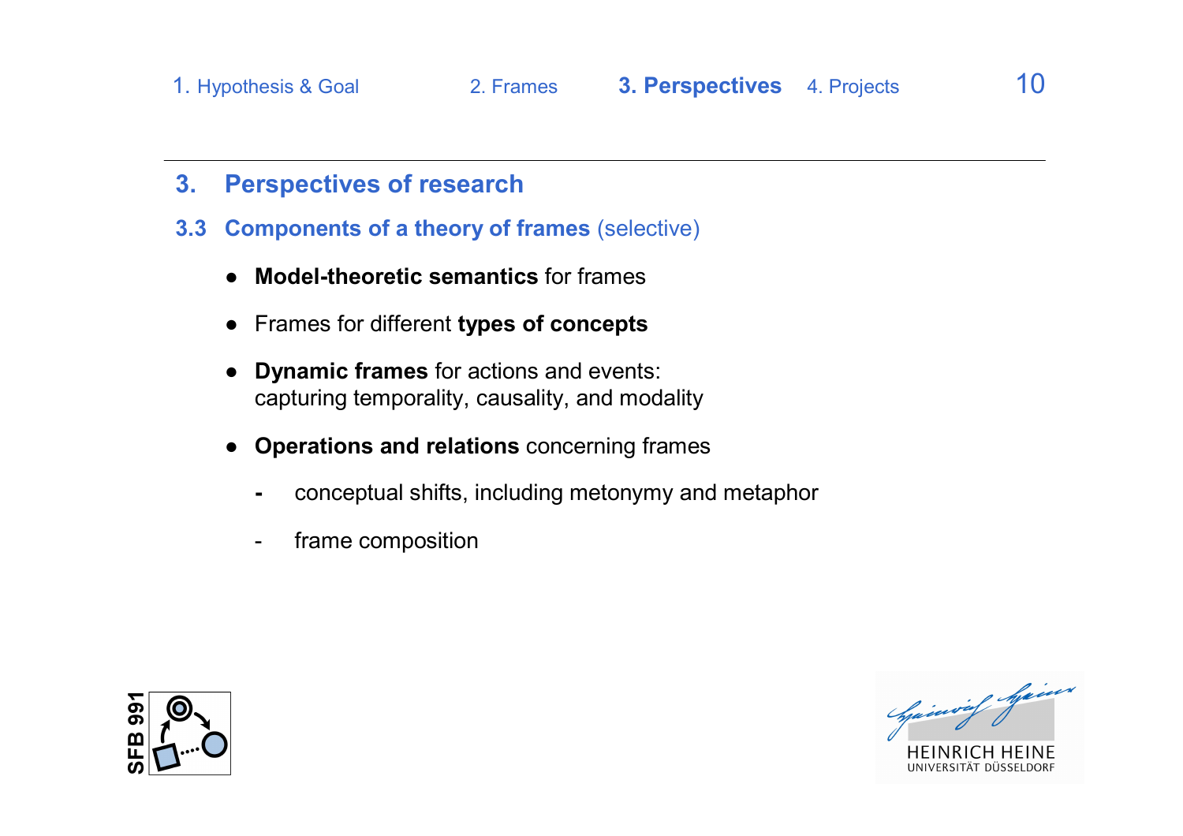## 3. Perspectives of research

### 3.3 Components of a theory of frames (selective)

- **Model-theoretic semantics** for frames
- Frames for different **types of concepts**
- **Dynamic frames** for actions and events:
  capturing temporality, causality, and modality
- **Operations and relations** concerning frames
  - conceptual shifts, including metonymy and metaphor
  - frame composition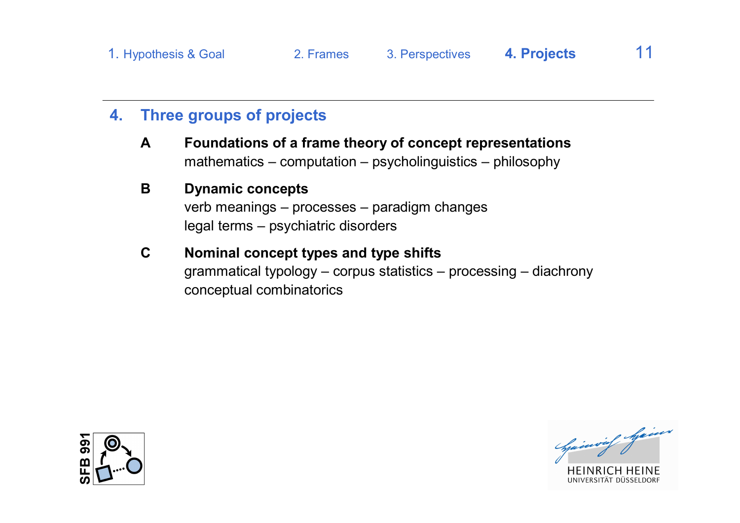## 4. Three groups of projects

**A** **Foundations of a frame theory of concept representations**
mathematics – computation – psycholinguistics – philosophy

**B** **Dynamic concepts**
verb meanings – processes – paradigm changes
legal terms – psychiatric disorders

**C** **Nominal concept types and type shifts**
grammatical typology – corpus statistics – processing – diachrony
conceptual combinatorics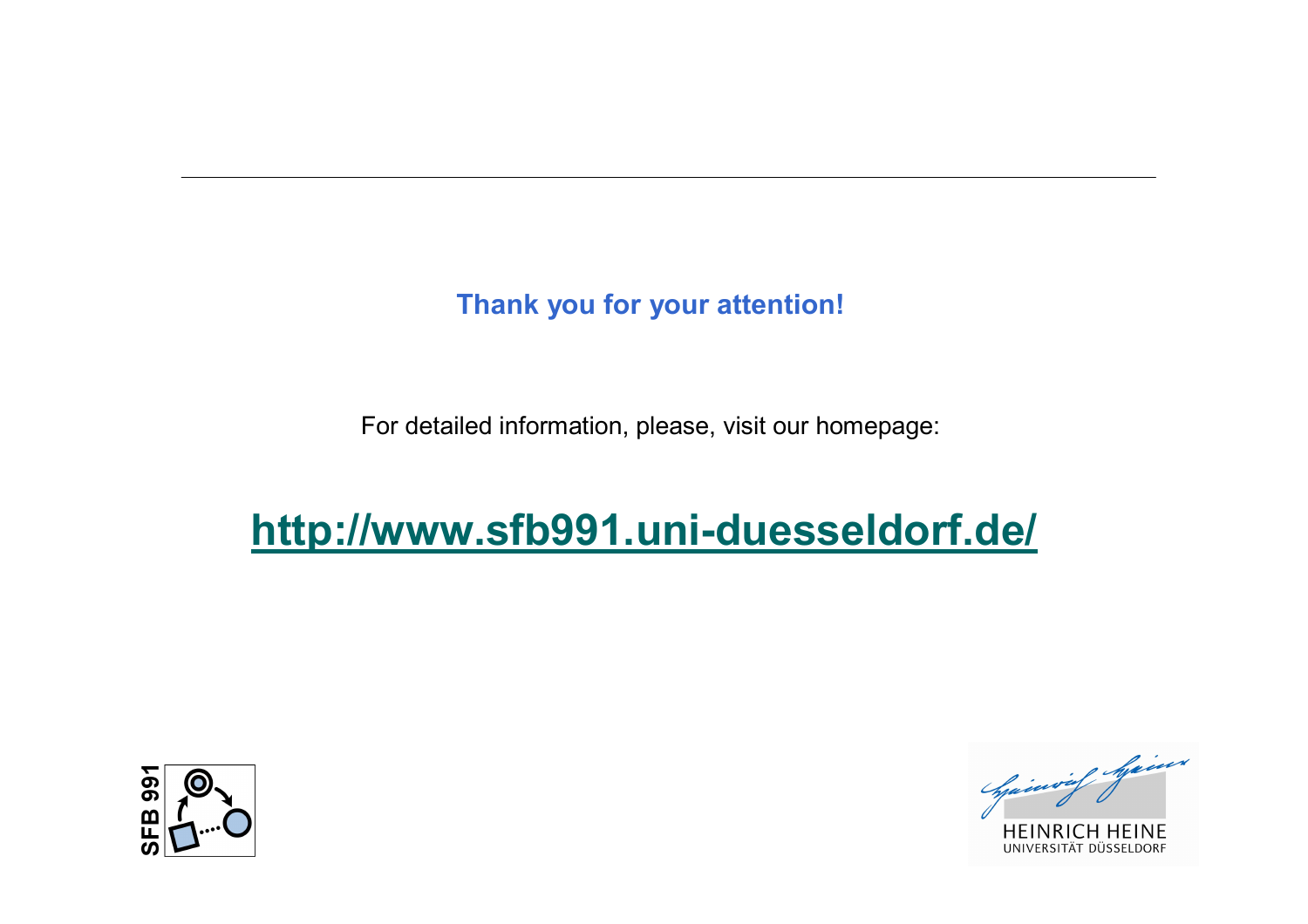**Thank you for your attention!**

For detailed information, please, visit our homepage:

**http://www.sfb991.uni-duesseldorf.de/**